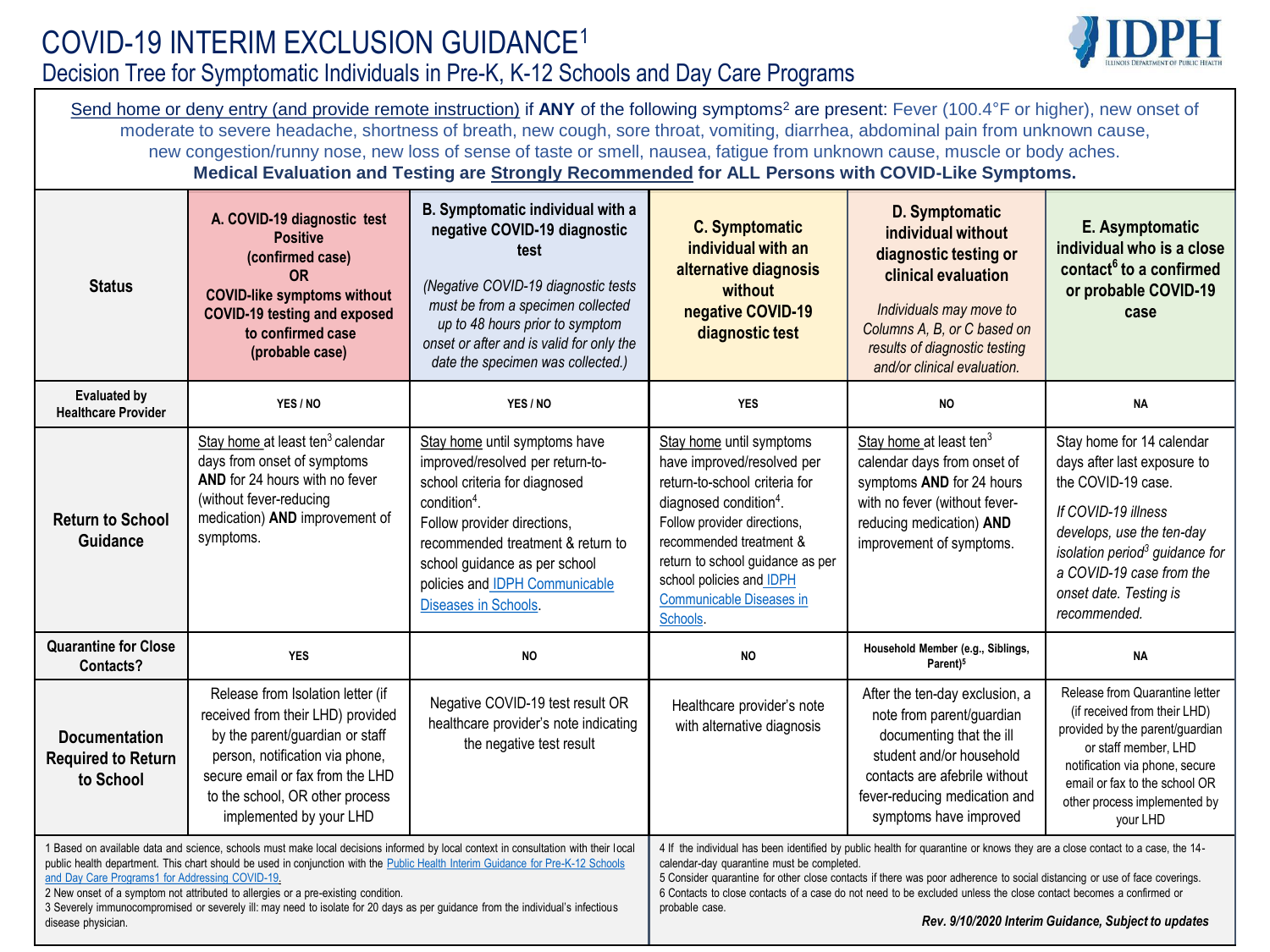# COVID-19 INTERIM EXCLUSION GUIDANCE[1]

## Decision Tree for Symptomatic Individuals in Pre-K, K-12 Schools and Day Care Programs

Send home or deny entry (and provide remote instruction) if **ANY** of the following symptoms[2] are present: Fever (100.4°F or higher), new onset of moderate to severe headache, shortness of breath, new cough, sore throat, vomiting, diarrhea, abdominal pain from unknown cause, new congestion/runny nose, new loss of sense of taste or smell, nausea, fatigue from unknown cause, muscle or body aches.

**Medical Evaluation and Testing are Strongly Recommended for ALL Persons with COVID-Like Symptoms.**

| Status | A. COVID-19 diagnostic test Positive (confirmed case) OR COVID-like symptoms without COVID-19 testing and exposed to confirmed case (probable case) | B. Symptomatic individual with a negative COVID-19 diagnostic test *(Negative COVID-19 diagnostic tests must be from a specimen collected up to 48 hours prior to symptom onset or after and is valid for only the date the specimen was collected.)* | C. Symptomatic individual with an alternative diagnosis without negative COVID-19 diagnostic test | D. Symptomatic individual without diagnostic testing or clinical evaluation *Individuals may move to Columns A, B, or C based on results of diagnostic testing and/or clinical evaluation.* | E. Asymptomatic individual who is a close contact[6] to a confirmed or probable COVID-19 case |
|---|---|---|---|---|---|
| **Evaluated by Healthcare Provider** | YES / NO | YES / NO | YES | NO | NA |
| **Return to School Guidance** | Stay home at least ten[3] calendar days from onset of symptoms **AND** for 24 hours with no fever (without fever-reducing medication) **AND** improvement of symptoms. | Stay home until symptoms have improved/resolved per return-to-school criteria for diagnosed condition[4]. Follow provider directions, recommended treatment & return to school guidance as per school policies and IDPH Communicable Diseases in Schools. | Stay home until symptoms have improved/resolved per return-to-school criteria for diagnosed condition[4]. Follow provider directions, recommended treatment & return to school guidance as per school policies and IDPH Communicable Diseases in Schools. | Stay home at least ten[3] calendar days from onset of symptoms **AND** for 24 hours with no fever (without fever-reducing medication) **AND** improvement of symptoms. | Stay home for 14 calendar days after last exposure to the COVID-19 case. *If COVID-19 illness develops, use the ten-day isolation period[3] guidance for a COVID-19 case from the onset date. Testing is recommended.* |
| **Quarantine for Close Contacts?** | YES | NO | NO | Household Member (e.g., Siblings, Parent)[5] | NA |
| **Documentation Required to Return to School** | Release from Isolation letter (if received from their LHD) provided by the parent/guardian or staff person, notification via phone, secure email or fax from the LHD to the school, OR other process implemented by your LHD | Negative COVID-19 test result OR healthcare provider's note indicating the negative test result | Healthcare provider's note with alternative diagnosis | After the ten-day exclusion, a note from parent/guardian documenting that the ill student and/or household contacts are afebrile without fever-reducing medication and symptoms have improved | Release from Quarantine letter (if received from their LHD) provided by the parent/guardian or staff member, LHD notification via phone, secure email or fax to the school OR other process implemented by your LHD |

1 Based on available data and science, schools must make local decisions informed by local context in consultation with their local public health department. This chart should be used in conjunction with the Public Health Interim Guidance for Pre-K-12 Schools and Day Care Programs1 for Addressing COVID-19.

2 New onset of a symptom not attributed to allergies or a pre-existing condition.

3 Severely immunocompromised or severely ill: may need to isolate for 20 days as per guidance from the individual's infectious disease physician.

4 If the individual has been identified by public health for quarantine or knows they are a close contact to a case, the 14-calendar-day quarantine must be completed.

5 Consider quarantine for other close contacts if there was poor adherence to social distancing or use of face coverings.

6 Contacts to close contacts of a case do not need to be excluded unless the close contact becomes a confirmed or probable case.

***Rev. 9/10/2020 Interim Guidance, Subject to updates***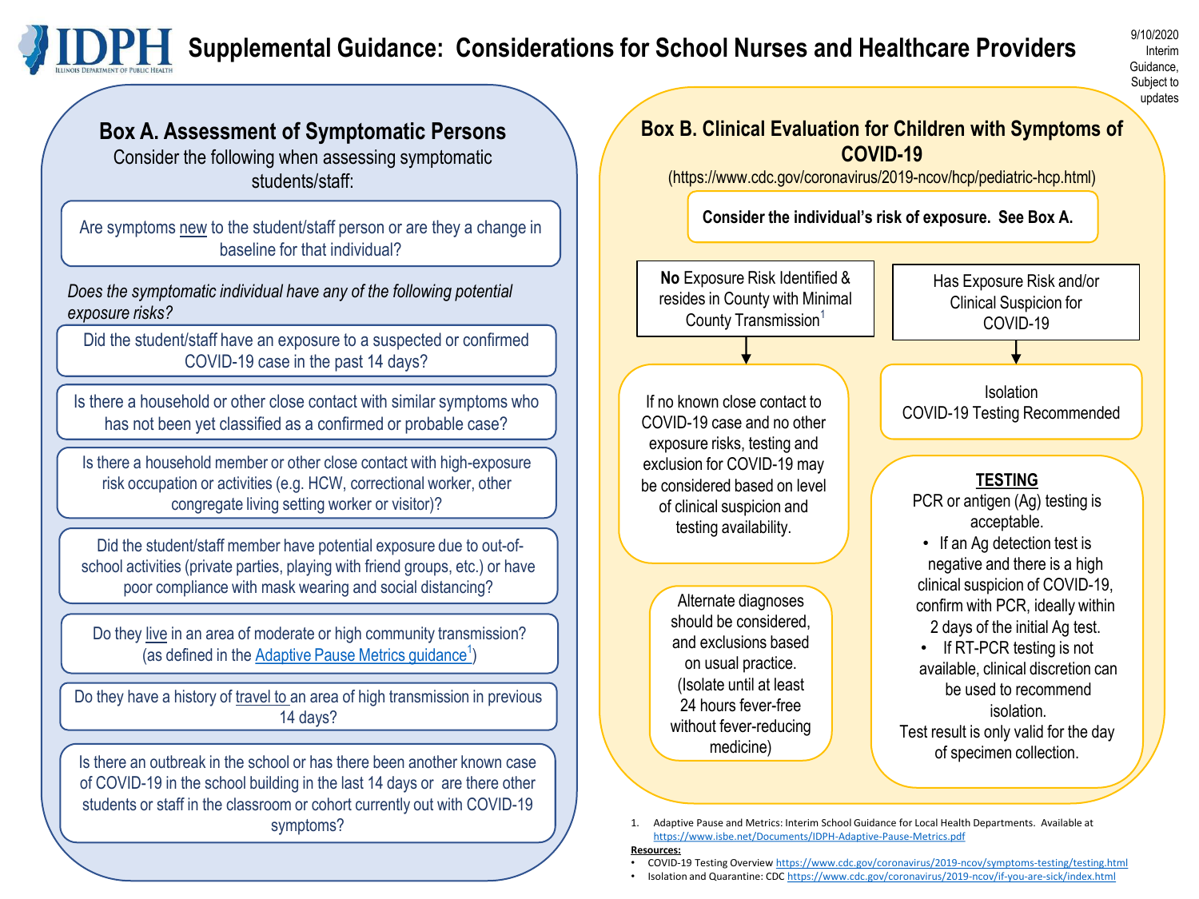# Supplemental Guidance: Considerations for School Nurses and Healthcare Providers

9/10/2020 Interim Guidance, Subject to updates

## Box A. Assessment of Symptomatic Persons

Consider the following when assessing symptomatic students/staff:

Are symptoms new to the student/staff person or are they a change in baseline for that individual?

*Does the symptomatic individual have any of the following potential exposure risks?*

- Did the student/staff have an exposure to a suspected or confirmed COVID-19 case in the past 14 days?
- Is there a household or other close contact with similar symptoms who has not been yet classified as a confirmed or probable case?
- Is there a household member or other close contact with high-exposure risk occupation or activities (e.g. HCW, correctional worker, other congregate living setting worker or visitor)?
- Did the student/staff member have potential exposure due to out-of-school activities (private parties, playing with friend groups, etc.) or have poor compliance with mask wearing and social distancing?
- Do they live in an area of moderate or high community transmission? (as defined in the Adaptive Pause Metrics guidance[1])
- Do they have a history of travel to an area of high transmission in previous 14 days?
- Is there an outbreak in the school or has there been another known case of COVID-19 in the school building in the last 14 days or are there other students or staff in the classroom or cohort currently out with COVID-19 symptoms?

## Box B. Clinical Evaluation for Children with Symptoms of COVID-19

(https://www.cdc.gov/coronavirus/2019-ncov/hcp/pediatric-hcp.html)

**Consider the individual's risk of exposure. See Box A.**

**No** Exposure Risk Identified & resides in County with Minimal County Transmission[1]

→ If no known close contact to COVID-19 case and no other exposure risks, testing and exclusion for COVID-19 may be considered based on level of clinical suspicion and testing availability.

Alternate diagnoses should be considered, and exclusions based on usual practice. (Isolate until at least 24 hours fever-free without fever-reducing medicine)

Has Exposure Risk and/or Clinical Suspicion for COVID-19

→ Isolation
COVID-19 Testing Recommended

**TESTING**

PCR or antigen (Ag) testing is acceptable.

- If an Ag detection test is negative and there is a high clinical suspicion of COVID-19, confirm with PCR, ideally within 2 days of the initial Ag test.
- If RT-PCR testing is not available, clinical discretion can be used to recommend isolation.

Test result is only valid for the day of specimen collection.

1. Adaptive Pause and Metrics: Interim School Guidance for Local Health Departments. Available at https://www.isbe.net/Documents/IDPH-Adaptive-Pause-Metrics.pdf

**Resources:**

- COVID-19 Testing Overview https://www.cdc.gov/coronavirus/2019-ncov/symptoms-testing/testing.html
- Isolation and Quarantine: CDC https://www.cdc.gov/coronavirus/2019-ncov/if-you-are-sick/index.html